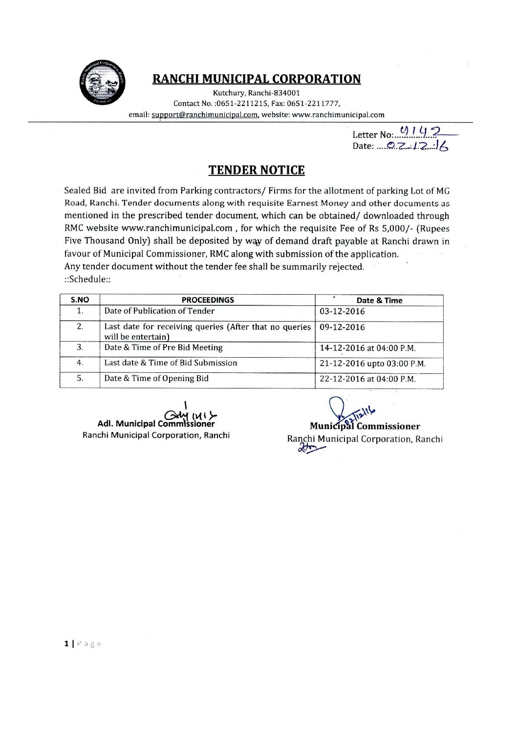# RANCHI MUNICIPAL CORPORATION

Kutchury, Ranchi-834001
Contact No. :0651-2211215, Fax: 0651-2211777,
email: support@ranchimunicipal.com, website: www.ranchimunicipal.com

Letter No: 9142
Date: 02.12.16

## TENDER NOTICE

Sealed Bid are invited from Parking contractors/ Firms for the allotment of parking Lot of MG Road, Ranchi. Tender documents along with requisite Earnest Money and other documents as mentioned in the prescribed tender document, which can be obtained/ downloaded through RMC website www.ranchimunicipal.com , for which the requisite Fee of Rs 5,000/- (Rupees Five Thousand Only} shall be deposited by way of demand draft payable at Ranchi drawn in favour of Municipal Commissioner, RMC along with submission of the application.
Any tender document without the tender fee shall be summarily rejected.
::Schedule::

| S.NO | PROCEEDINGS | Date & Time |
|---|---|---|
| 1. | Date of Publication of Tender | 03-12-2016 |
| 2. | Last date for receiving queries (After that no queries will be entertain) | 09-12-2016 |
| 3. | Date & Time of Pre Bid Meeting | 14-12-2016 at 04:00 P.M. |
| 4. | Last date & Time of Bid Submission | 21-12-2016 upto 03:00 P.M. |
| 5. | Date & Time of Opening Bid | 22-12-2016 at 04:00 P.M. |

**Adl. Municipal Commissioner**
Ranchi Municipal Corporation, Ranchi

**Municipal Commissioner**
Ranchi Municipal Corporation, Ranchi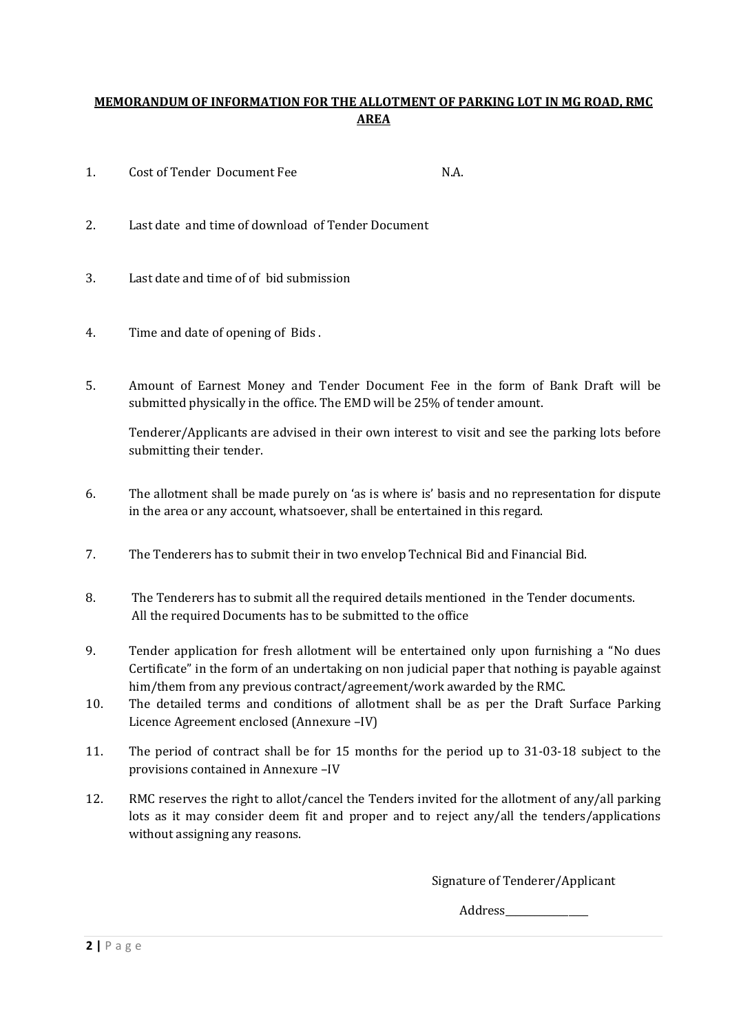## **MEMORANDUM OF INFORMATION FOR THE ALLOTMENT OF PARKING LOT IN MG ROAD, RMC AREA**

1. Cost of Tender Document Fee N.A.

2. Last date and time of download of Tender Document

3. Last date and time of of bid submission

4. Time and date of opening of Bids .

5. Amount of Earnest Money and Tender Document Fee in the form of Bank Draft will be submitted physically in the office. The EMD will be 25% of tender amount.

   Tenderer/Applicants are advised in their own interest to visit and see the parking lots before submitting their tender.

6. The allotment shall be made purely on 'as is where is' basis and no representation for dispute in the area or any account, whatsoever, shall be entertained in this regard.

7. The Tenderers has to submit their in two envelop Technical Bid and Financial Bid.

8. The Tenderers has to submit all the required details mentioned in the Tender documents. All the required Documents has to be submitted to the office

9. Tender application for fresh allotment will be entertained only upon furnishing a "No dues Certificate" in the form of an undertaking on non judicial paper that nothing is payable against him/them from any previous contract/agreement/work awarded by the RMC.

10. The detailed terms and conditions of allotment shall be as per the Draft Surface Parking Licence Agreement enclosed (Annexure –IV)

11. The period of contract shall be for 15 months for the period up to 31-03-18 subject to the provisions contained in Annexure –IV

12. RMC reserves the right to allot/cancel the Tenders invited for the allotment of any/all parking lots as it may consider deem fit and proper and to reject any/all the tenders/applications without assigning any reasons.

Signature of Tenderer/Applicant

Address_______________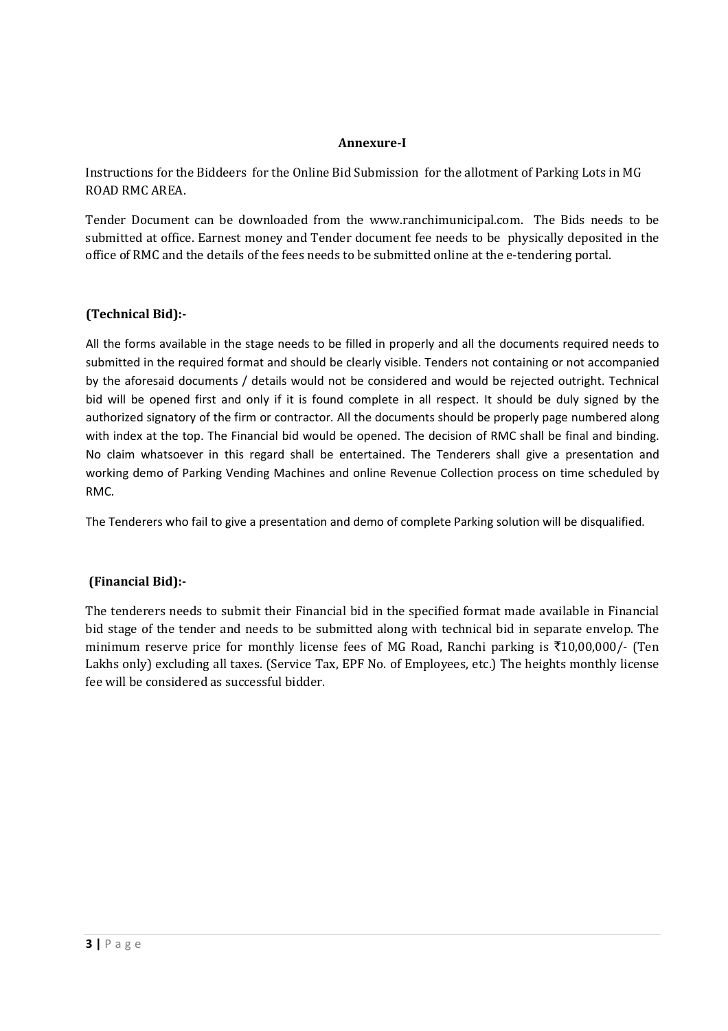# Annexure-I

Instructions for the Biddeers for the Online Bid Submission for the allotment of Parking Lots in MG ROAD RMC AREA.

Tender Document can be downloaded from the www.ranchimunicipal.com. The Bids needs to be submitted at office. Earnest money and Tender document fee needs to be physically deposited in the office of RMC and the details of the fees needs to be submitted online at the e-tendering portal.

### (Technical Bid):-

All the forms available in the stage needs to be filled in properly and all the documents required needs to submitted in the required format and should be clearly visible. Tenders not containing or not accompanied by the aforesaid documents / details would not be considered and would be rejected outright. Technical bid will be opened first and only if it is found complete in all respect. It should be duly signed by the authorized signatory of the firm or contractor. All the documents should be properly page numbered along with index at the top. The Financial bid would be opened. The decision of RMC shall be final and binding. No claim whatsoever in this regard shall be entertained. The Tenderers shall give a presentation and working demo of Parking Vending Machines and online Revenue Collection process on time scheduled by RMC.

The Tenderers who fail to give a presentation and demo of complete Parking solution will be disqualified.

### (Financial Bid):-

The tenderers needs to submit their Financial bid in the specified format made available in Financial bid stage of the tender and needs to be submitted along with technical bid in separate envelop. The minimum reserve price for monthly license fees of MG Road, Ranchi parking is ₹10,00,000/- (Ten Lakhs only) excluding all taxes. (Service Tax, EPF No. of Employees, etc.) The heights monthly license fee will be considered as successful bidder.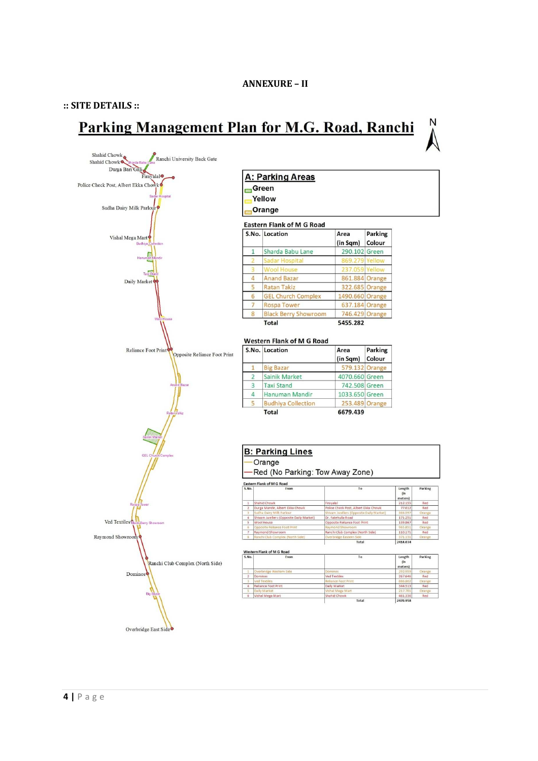# ANNEXURE – II

**:: SITE DETAILS ::**

## Parking Management Plan for M.G. Road, Ranchi

### A: Parking Areas

- Green
- Yellow
- Orange

**Eastern Flank of M G Road**

| S.No. | Location | Area (in Sqm) | Parking Colour |
|---|---|---|---|
| 1 | Sharda Babu Lane | 290.102 | Green |
| 2 | Sadar Hospital | 869.279 | Yellow |
| 3 | Wool House | 237.059 | Yellow |
| 4 | Anand Bazar | 861.884 | Orange |
| 5 | Ratan Takiz | 322.685 | Orange |
| 6 | GEL Church Complex | 1490.660 | Orange |
| 7 | Rospa Tower | 637.184 | Orange |
| 8 | Black Berry Showroom | 746.429 | Orange |
| | Total | 5455.282 | |

**Western Flank of M G Road**

| S.No. | Location | Area (in Sqm) | Parking Colour |
|---|---|---|---|
| 1 | Big Bazar | 579.132 | Orange |
| 2 | Sainik Market | 4070.660 | Green |
| 3 | Taxi Stand | 742.508 | Green |
| 4 | Hanuman Mandir | 1033.650 | Green |
| 5 | Budhiya Collection | 253.489 | Orange |
| | Total | 6679.439 | |

### B: Parking Lines

- Orange
- Red (No Parking: Tow Away Zone)

**Eastern Flank of M G Road**

| S.No. | From | To | Length (in meters) | Parking |
|---|---|---|---|---|
| 1 | Shahid Chowk | Firayalal | 212.155 | Red |
| 2 | Durga Mandir, Albert Ekka Chowk | Police Check Post, Albert Ekka Chowk | 77.012 | Red |
| 3 | Sudha Dairy Milk Parlour | Shivam Juellers (Opposite Daily Market) | 386.597 | Orange |
| 4 | Shivam Juellers (Opposite Daily Market) | Dr. Fatehulla Road | 171.251 | Red |
| 5 | Wool House | Opposite Reliance Foot Print | 139.867 | Red |
| 6 | Opposite Reliance Foot Print | Raymond Showroom | 965.851 | Orange |
| 7 | Raymond Showroom | Ranchi Club Complex (North Side) | 110.171 | Red |
| 8 | Ranchi Club Complex (North Side) | Overbridge Eastern Side | 371.131 | Orange |
| | | Total | 2414.034 | |

**Western Flank of M G Road**

| S.No. | From | To | Length (in meters) | Parking |
|---|---|---|---|---|
| 1 | Overbridge Western Side | Dominos | 292.959 | Orange |
| 2 | Dominos | Ved Textiles | 267.646 | Red |
| 3 | Ved Textiles | Reliance Foot Print | 866.802 | Orange |
| 4 | Reliance Foot Print | Daily Market | 344.513 | Red |
| 5 | Daily Market | Vishal Mega Mart | 217.701 | Orange |
| 6 | Vishal Mega Mart | Shahid Chowk | 461.336 | Red |
| | | Total | 2470.958 | |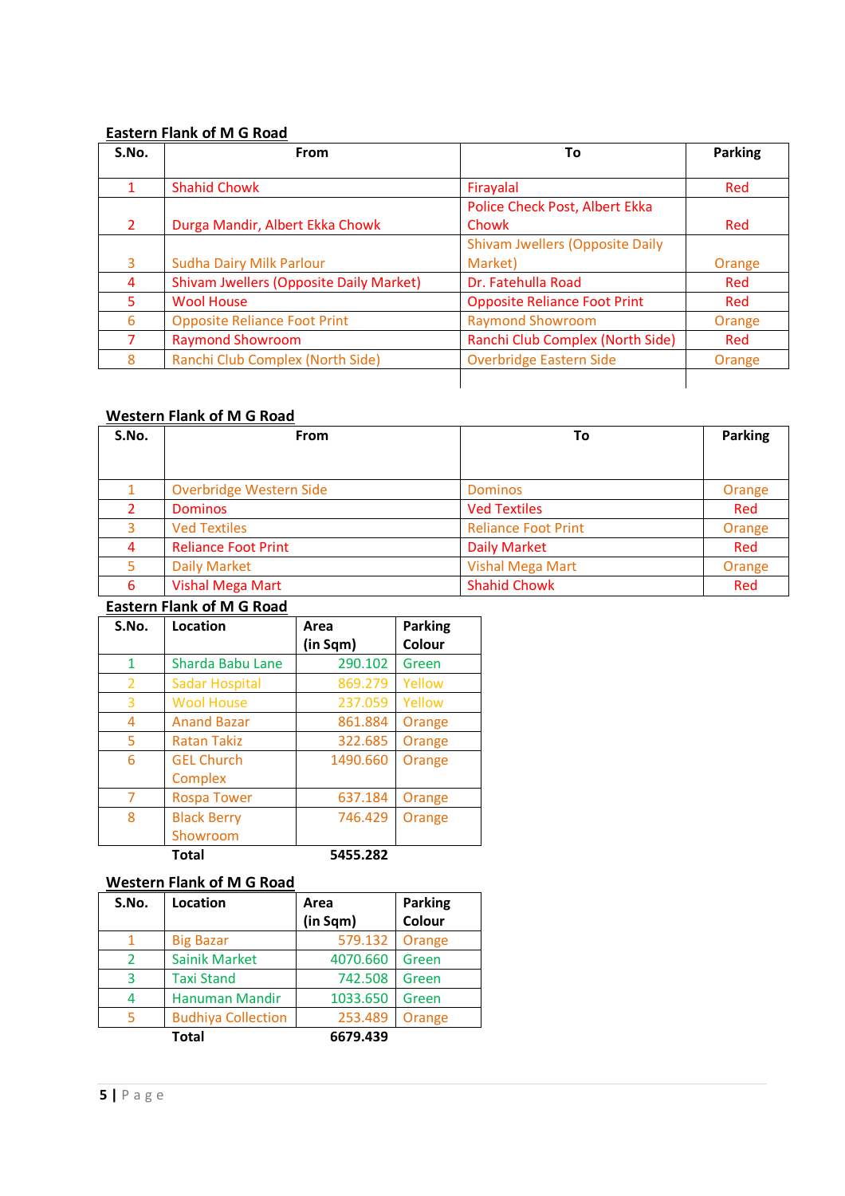**Eastern Flank of M G Road**

| S.No. | From | To | Parking |
|---|---|---|---|
| 1 | Shahid Chowk | Firayalal | Red |
| 2 | Durga Mandir, Albert Ekka Chowk | Police Check Post, Albert Ekka Chowk | Red |
| 3 | Sudha Dairy Milk Parlour | Shivam Jwellers (Opposite Daily Market) | Orange |
| 4 | Shivam Jwellers (Opposite Daily Market) | Dr. Fatehulla Road | Red |
| 5 | Wool House | Opposite Reliance Foot Print | Red |
| 6 | Opposite Reliance Foot Print | Raymond Showroom | Orange |
| 7 | Raymond Showroom | Ranchi Club Complex (North Side) | Red |
| 8 | Ranchi Club Complex (North Side) | Overbridge Eastern Side | Orange |

**Western Flank of M G Road**

| S.No. | From | To | Parking |
|---|---|---|---|
| 1 | Overbridge Western Side | Dominos | Orange |
| 2 | Dominos | Ved Textiles | Red |
| 3 | Ved Textiles | Reliance Foot Print | Orange |
| 4 | Reliance Foot Print | Daily Market | Red |
| 5 | Daily Market | Vishal Mega Mart | Orange |
| 6 | Vishal Mega Mart | Shahid Chowk | Red |

**Eastern Flank of M G Road**

| S.No. | Location | Area (in Sqm) | Parking Colour |
|---|---|---|---|
| 1 | Sharda Babu Lane | 290.102 | Green |
| 2 | Sadar Hospital | 869.279 | Yellow |
| 3 | Wool House | 237.059 | Yellow |
| 4 | Anand Bazar | 861.884 | Orange |
| 5 | Ratan Takiz | 322.685 | Orange |
| 6 | GEL Church Complex | 1490.660 | Orange |
| 7 | Rospa Tower | 637.184 | Orange |
| 8 | Black Berry Showroom | 746.429 | Orange |
| | **Total** | **5455.282** | |

**Western Flank of M G Road**

| S.No. | Location | Area (in Sqm) | Parking Colour |
|---|---|---|---|
| 1 | Big Bazar | 579.132 | Orange |
| 2 | Sainik Market | 4070.660 | Green |
| 3 | Taxi Stand | 742.508 | Green |
| 4 | Hanuman Mandir | 1033.650 | Green |
| 5 | Budhiya Collection | 253.489 | Orange |
| | **Total** | **6679.439** | |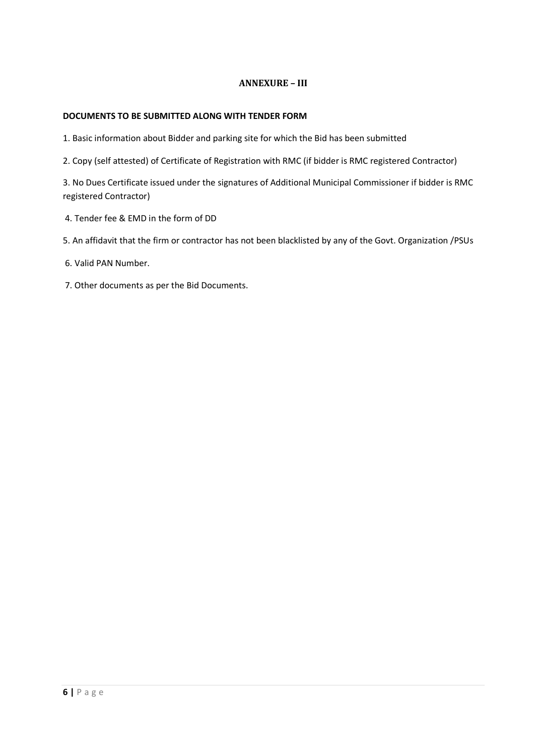# ANNEXURE – III

**DOCUMENTS TO BE SUBMITTED ALONG WITH TENDER FORM**

1. Basic information about Bidder and parking site for which the Bid has been submitted

2. Copy (self attested) of Certificate of Registration with RMC (if bidder is RMC registered Contractor)

3. No Dues Certificate issued under the signatures of Additional Municipal Commissioner if bidder is RMC registered Contractor)

4. Tender fee & EMD in the form of DD

5. An affidavit that the firm or contractor has not been blacklisted by any of the Govt. Organization /PSUs

6. Valid PAN Number.

7. Other documents as per the Bid Documents.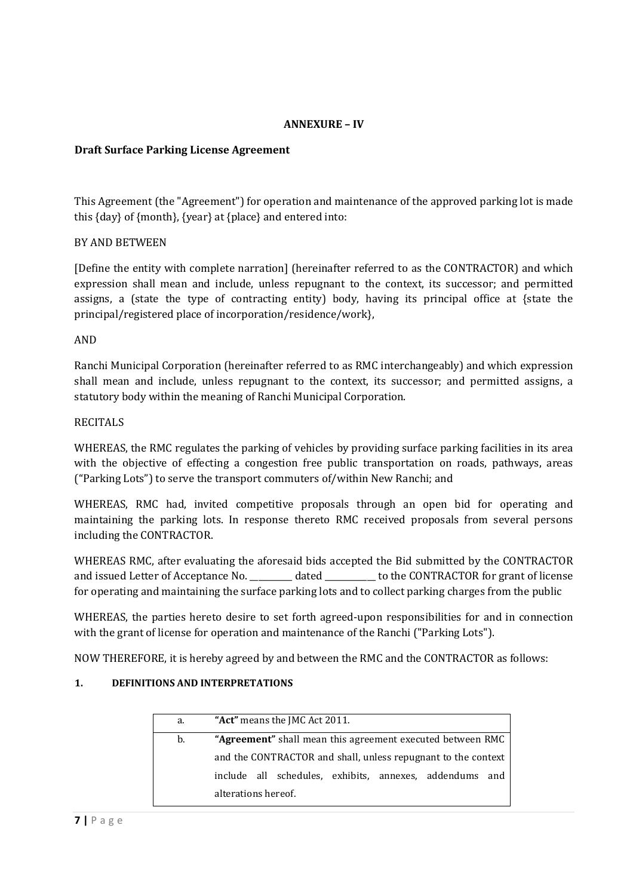**ANNEXURE – IV**

**Draft Surface Parking License Agreement**

This Agreement (the "Agreement") for operation and maintenance of the approved parking lot is made this {day} of {month}, {year} at {place} and entered into:

BY AND BETWEEN

[Define the entity with complete narration] (hereinafter referred to as the CONTRACTOR) and which expression shall mean and include, unless repugnant to the context, its successor; and permitted assigns, a (state the type of contracting entity) body, having its principal office at {state the principal/registered place of incorporation/residence/work},

AND

Ranchi Municipal Corporation (hereinafter referred to as RMC interchangeably) and which expression shall mean and include, unless repugnant to the context, its successor; and permitted assigns, a statutory body within the meaning of Ranchi Municipal Corporation.

RECITALS

WHEREAS, the RMC regulates the parking of vehicles by providing surface parking facilities in its area with the objective of effecting a congestion free public transportation on roads, pathways, areas ("Parking Lots") to serve the transport commuters of/within New Ranchi; and

WHEREAS, RMC had, invited competitive proposals through an open bid for operating and maintaining the parking lots. In response thereto RMC received proposals from several persons including the CONTRACTOR.

WHEREAS RMC, after evaluating the aforesaid bids accepted the Bid submitted by the CONTRACTOR and issued Letter of Acceptance No. __________ dated ____________ to the CONTRACTOR for grant of license for operating and maintaining the surface parking lots and to collect parking charges from the public

WHEREAS, the parties hereto desire to set forth agreed-upon responsibilities for and in connection with the grant of license for operation and maintenance of the Ranchi ("Parking Lots").

NOW THEREFORE, it is hereby agreed by and between the RMC and the CONTRACTOR as follows:

**1. DEFINITIONS AND INTERPRETATIONS**

| | |
|---|---|
| a. | **"Act"** means the JMC Act 2011. |
| b. | **"Agreement"** shall mean this agreement executed between RMC and the CONTRACTOR and shall, unless repugnant to the context include all schedules, exhibits, annexes, addendums and alterations hereof. |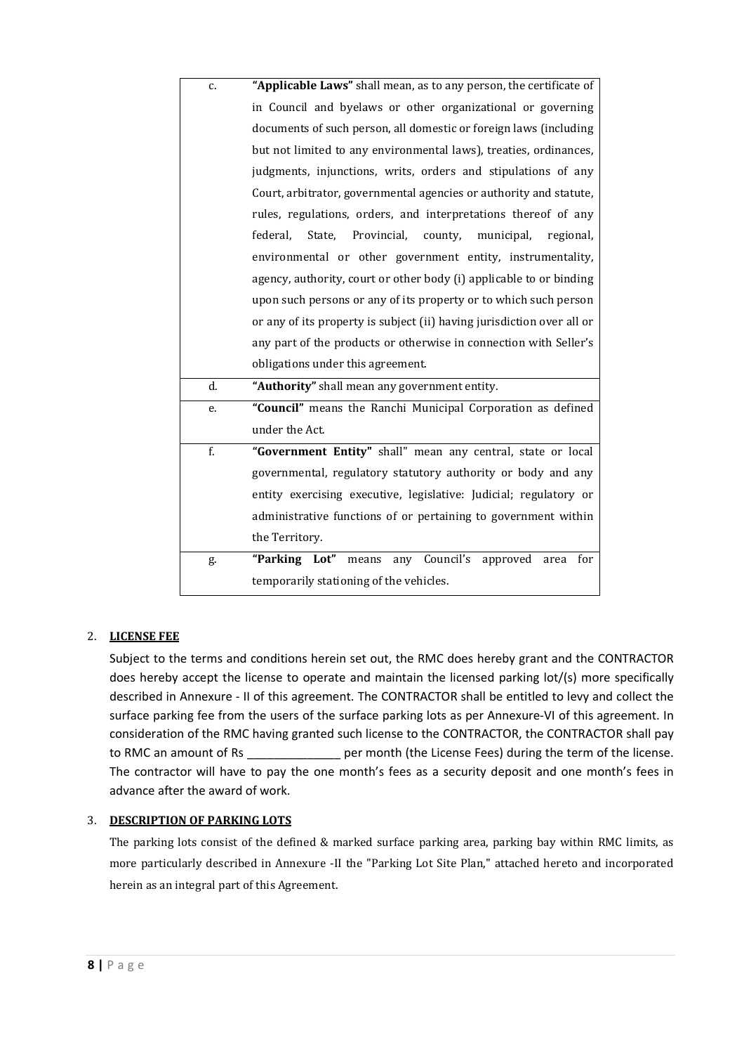| c. | **"Applicable Laws"** shall mean, as to any person, the certificate of in Council and byelaws or other organizational or governing documents of such person, all domestic or foreign laws (including but not limited to any environmental laws), treaties, ordinances, judgments, injunctions, writs, orders and stipulations of any Court, arbitrator, governmental agencies or authority and statute, rules, regulations, orders, and interpretations thereof of any federal, State, Provincial, county, municipal, regional, environmental or other government entity, instrumentality, agency, authority, court or other body (i) applicable to or binding upon such persons or any of its property or to which such person or any of its property is subject (ii) having jurisdiction over all or any part of the products or otherwise in connection with Seller's obligations under this agreement. |
|---|---|
| d. | **"Authority"** shall mean any government entity. |
| e. | **"Council"** means the Ranchi Municipal Corporation as defined under the Act. |
| f. | **"Government Entity"** shall" mean any central, state or local governmental, regulatory statutory authority or body and any entity exercising executive, legislative: Judicial; regulatory or administrative functions of or pertaining to government within the Territory. |
| g. | **"Parking Lot"** means any Council's approved area for temporarily stationing of the vehicles. |

2. **LICENSE FEE**

Subject to the terms and conditions herein set out, the RMC does hereby grant and the CONTRACTOR does hereby accept the license to operate and maintain the licensed parking lot/(s) more specifically described in Annexure - II of this agreement. The CONTRACTOR shall be entitled to levy and collect the surface parking fee from the users of the surface parking lots as per Annexure-VI of this agreement. In consideration of the RMC having granted such license to the CONTRACTOR, the CONTRACTOR shall pay to RMC an amount of Rs _______________ per month (the License Fees) during the term of the license. The contractor will have to pay the one month's fees as a security deposit and one month's fees in advance after the award of work.

3. **DESCRIPTION OF PARKING LOTS**

The parking lots consist of the defined & marked surface parking area, parking bay within RMC limits, as more particularly described in Annexure -II the "Parking Lot Site Plan," attached hereto and incorporated herein as an integral part of this Agreement.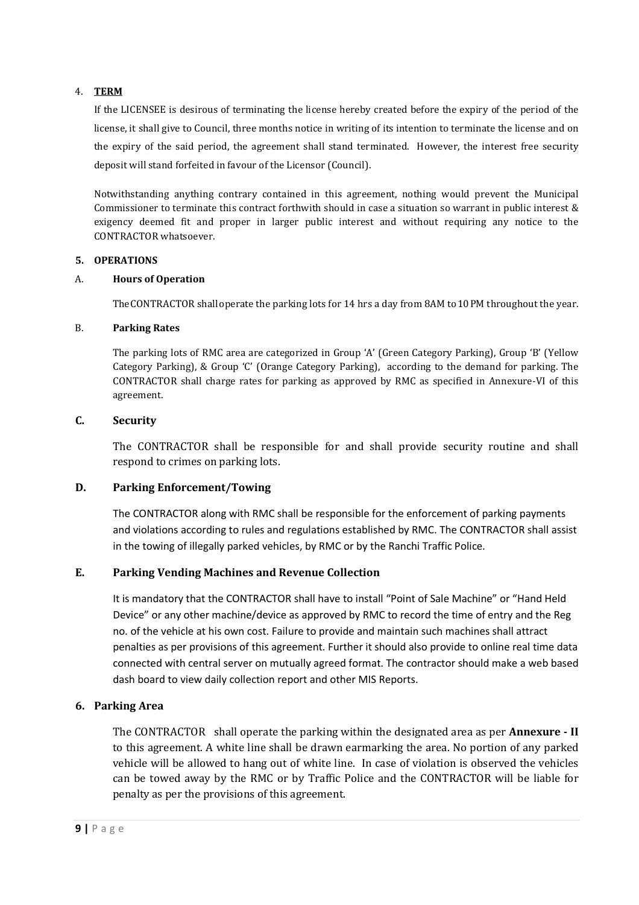4. **TERM**

If the LICENSEE is desirous of terminating the license hereby created before the expiry of the period of the license, it shall give to Council, three months notice in writing of its intention to terminate the license and on the expiry of the said period, the agreement shall stand terminated. However, the interest free security deposit will stand forfeited in favour of the Licensor (Council).

Notwithstanding anything contrary contained in this agreement, nothing would prevent the Municipal Commissioner to terminate this contract forthwith should in case a situation so warrant in public interest & exigency deemed fit and proper in larger public interest and without requiring any notice to the CONTRACTOR whatsoever.

**5. OPERATIONS**

A. **Hours of Operation**

The CONTRACTOR shall operate the parking lots for 14 hrs a day from 8AM to 10 PM throughout the year.

B. **Parking Rates**

The parking lots of RMC area are categorized in Group 'A' (Green Category Parking), Group 'B' (Yellow Category Parking), & Group 'C' (Orange Category Parking), according to the demand for parking. The CONTRACTOR shall charge rates for parking as approved by RMC as specified in Annexure-VI of this agreement.

**C. Security**

The CONTRACTOR shall be responsible for and shall provide security routine and shall respond to crimes on parking lots.

**D. Parking Enforcement/Towing**

The CONTRACTOR along with RMC shall be responsible for the enforcement of parking payments and violations according to rules and regulations established by RMC. The CONTRACTOR shall assist in the towing of illegally parked vehicles, by RMC or by the Ranchi Traffic Police.

**E. Parking Vending Machines and Revenue Collection**

It is mandatory that the CONTRACTOR shall have to install "Point of Sale Machine" or "Hand Held Device" or any other machine/device as approved by RMC to record the time of entry and the Reg no. of the vehicle at his own cost. Failure to provide and maintain such machines shall attract penalties as per provisions of this agreement. Further it should also provide to online real time data connected with central server on mutually agreed format. The contractor should make a web based dash board to view daily collection report and other MIS Reports.

**6. Parking Area**

The CONTRACTOR shall operate the parking within the designated area as per **Annexure - II** to this agreement. A white line shall be drawn earmarking the area. No portion of any parked vehicle will be allowed to hang out of white line. In case of violation is observed the vehicles can be towed away by the RMC or by Traffic Police and the CONTRACTOR will be liable for penalty as per the provisions of this agreement.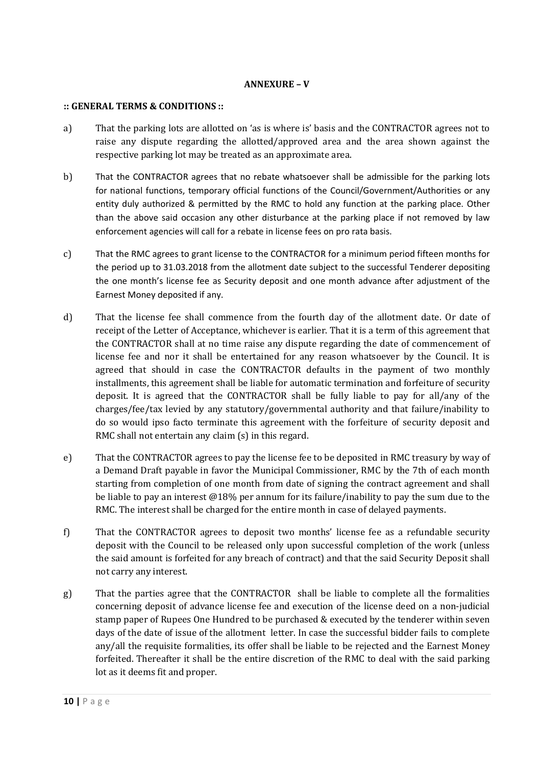**ANNEXURE – V**

**:: GENERAL TERMS & CONDITIONS ::**

a) That the parking lots are allotted on 'as is where is' basis and the CONTRACTOR agrees not to raise any dispute regarding the allotted/approved area and the area shown against the respective parking lot may be treated as an approximate area.

b) That the CONTRACTOR agrees that no rebate whatsoever shall be admissible for the parking lots for national functions, temporary official functions of the Council/Government/Authorities or any entity duly authorized & permitted by the RMC to hold any function at the parking place. Other than the above said occasion any other disturbance at the parking place if not removed by law enforcement agencies will call for a rebate in license fees on pro rata basis.

c) That the RMC agrees to grant license to the CONTRACTOR for a minimum period fifteen months for the period up to 31.03.2018 from the allotment date subject to the successful Tenderer depositing the one month's license fee as Security deposit and one month advance after adjustment of the Earnest Money deposited if any.

d) That the license fee shall commence from the fourth day of the allotment date. Or date of receipt of the Letter of Acceptance, whichever is earlier. That it is a term of this agreement that the CONTRACTOR shall at no time raise any dispute regarding the date of commencement of license fee and nor it shall be entertained for any reason whatsoever by the Council. It is agreed that should in case the CONTRACTOR defaults in the payment of two monthly installments, this agreement shall be liable for automatic termination and forfeiture of security deposit. It is agreed that the CONTRACTOR shall be fully liable to pay for all/any of the charges/fee/tax levied by any statutory/governmental authority and that failure/inability to do so would ipso facto terminate this agreement with the forfeiture of security deposit and RMC shall not entertain any claim (s) in this regard.

e) That the CONTRACTOR agrees to pay the license fee to be deposited in RMC treasury by way of a Demand Draft payable in favor the Municipal Commissioner, RMC by the 7th of each month starting from completion of one month from date of signing the contract agreement and shall be liable to pay an interest @18% per annum for its failure/inability to pay the sum due to the RMC. The interest shall be charged for the entire month in case of delayed payments.

f) That the CONTRACTOR agrees to deposit two months' license fee as a refundable security deposit with the Council to be released only upon successful completion of the work (unless the said amount is forfeited for any breach of contract) and that the said Security Deposit shall not carry any interest.

g) That the parties agree that the CONTRACTOR shall be liable to complete all the formalities concerning deposit of advance license fee and execution of the license deed on a non-judicial stamp paper of Rupees One Hundred to be purchased & executed by the tenderer within seven days of the date of issue of the allotment letter. In case the successful bidder fails to complete any/all the requisite formalities, its offer shall be liable to be rejected and the Earnest Money forfeited. Thereafter it shall be the entire discretion of the RMC to deal with the said parking lot as it deems fit and proper.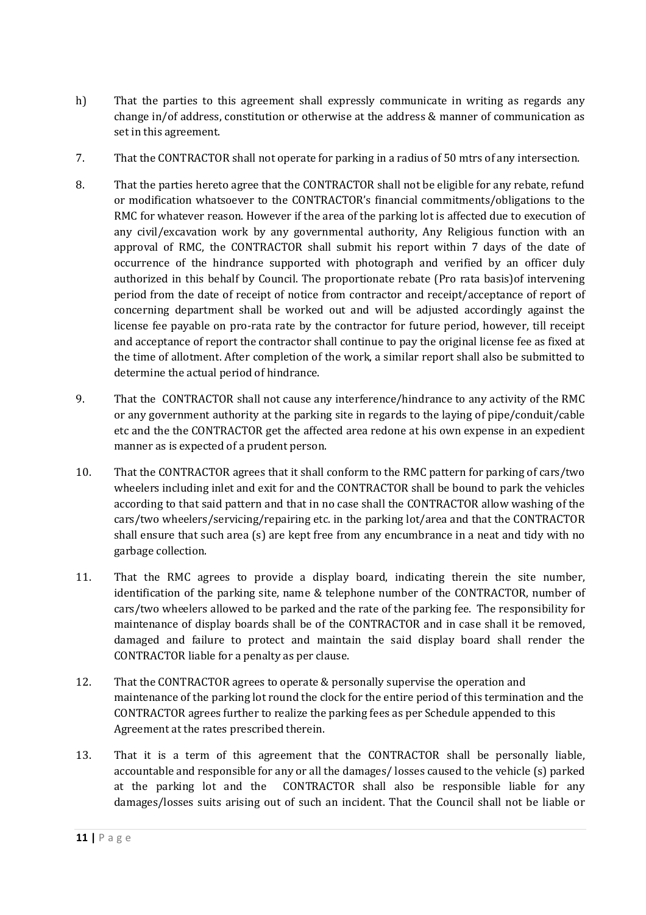h) That the parties to this agreement shall expressly communicate in writing as regards any change in/of address, constitution or otherwise at the address & manner of communication as set in this agreement.

7. That the CONTRACTOR shall not operate for parking in a radius of 50 mtrs of any intersection.

8. That the parties hereto agree that the CONTRACTOR shall not be eligible for any rebate, refund or modification whatsoever to the CONTRACTOR's financial commitments/obligations to the RMC for whatever reason. However if the area of the parking lot is affected due to execution of any civil/excavation work by any governmental authority, Any Religious function with an approval of RMC, the CONTRACTOR shall submit his report within 7 days of the date of occurrence of the hindrance supported with photograph and verified by an officer duly authorized in this behalf by Council. The proportionate rebate (Pro rata basis)of intervening period from the date of receipt of notice from contractor and receipt/acceptance of report of concerning department shall be worked out and will be adjusted accordingly against the license fee payable on pro-rata rate by the contractor for future period, however, till receipt and acceptance of report the contractor shall continue to pay the original license fee as fixed at the time of allotment. After completion of the work, a similar report shall also be submitted to determine the actual period of hindrance.

9. That the CONTRACTOR shall not cause any interference/hindrance to any activity of the RMC or any government authority at the parking site in regards to the laying of pipe/conduit/cable etc and the the CONTRACTOR get the affected area redone at his own expense in an expedient manner as is expected of a prudent person.

10. That the CONTRACTOR agrees that it shall conform to the RMC pattern for parking of cars/two wheelers including inlet and exit for and the CONTRACTOR shall be bound to park the vehicles according to that said pattern and that in no case shall the CONTRACTOR allow washing of the cars/two wheelers/servicing/repairing etc. in the parking lot/area and that the CONTRACTOR shall ensure that such area (s) are kept free from any encumbrance in a neat and tidy with no garbage collection.

11. That the RMC agrees to provide a display board, indicating therein the site number, identification of the parking site, name & telephone number of the CONTRACTOR, number of cars/two wheelers allowed to be parked and the rate of the parking fee. The responsibility for maintenance of display boards shall be of the CONTRACTOR and in case shall it be removed, damaged and failure to protect and maintain the said display board shall render the CONTRACTOR liable for a penalty as per clause.

12. That the CONTRACTOR agrees to operate & personally supervise the operation and maintenance of the parking lot round the clock for the entire period of this termination and the CONTRACTOR agrees further to realize the parking fees as per Schedule appended to this Agreement at the rates prescribed therein.

13. That it is a term of this agreement that the CONTRACTOR shall be personally liable, accountable and responsible for any or all the damages/ losses caused to the vehicle (s) parked at the parking lot and the CONTRACTOR shall also be responsible liable for any damages/losses suits arising out of such an incident. That the Council shall not be liable or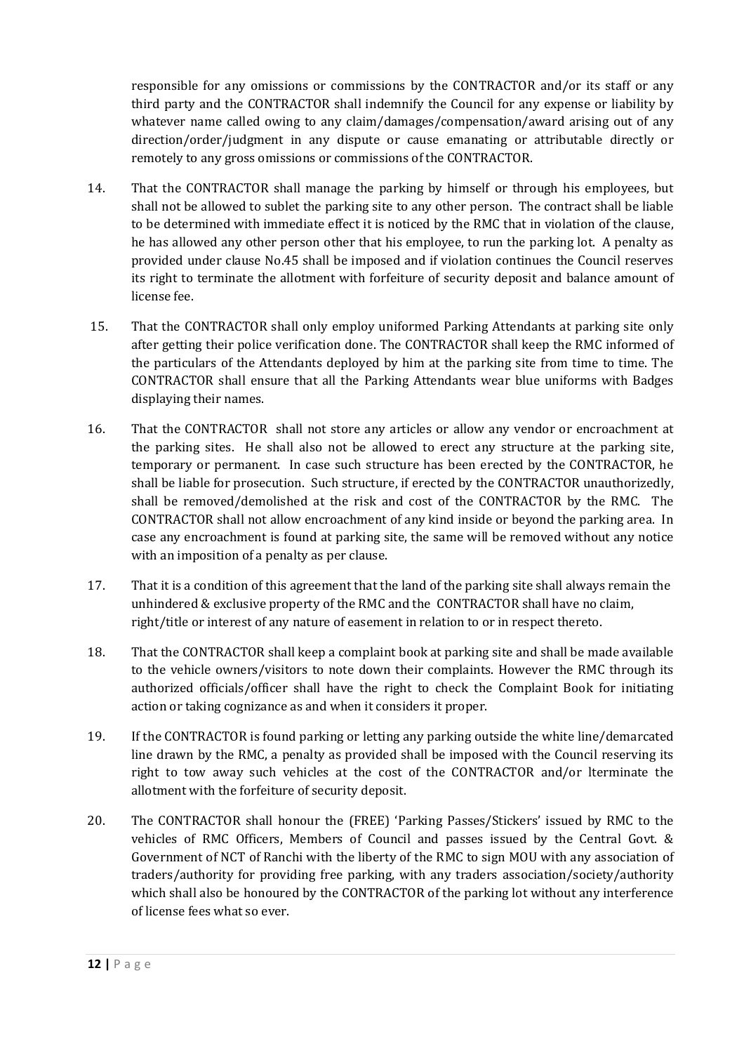responsible for any omissions or commissions by the CONTRACTOR and/or its staff or any third party and the CONTRACTOR shall indemnify the Council for any expense or liability by whatever name called owing to any claim/damages/compensation/award arising out of any direction/order/judgment in any dispute or cause emanating or attributable directly or remotely to any gross omissions or commissions of the CONTRACTOR.

14. That the CONTRACTOR shall manage the parking by himself or through his employees, but shall not be allowed to sublet the parking site to any other person. The contract shall be liable to be determined with immediate effect it is noticed by the RMC that in violation of the clause, he has allowed any other person other that his employee, to run the parking lot. A penalty as provided under clause No.45 shall be imposed and if violation continues the Council reserves its right to terminate the allotment with forfeiture of security deposit and balance amount of license fee.

15. That the CONTRACTOR shall only employ uniformed Parking Attendants at parking site only after getting their police verification done. The CONTRACTOR shall keep the RMC informed of the particulars of the Attendants deployed by him at the parking site from time to time. The CONTRACTOR shall ensure that all the Parking Attendants wear blue uniforms with Badges displaying their names.

16. That the CONTRACTOR shall not store any articles or allow any vendor or encroachment at the parking sites. He shall also not be allowed to erect any structure at the parking site, temporary or permanent. In case such structure has been erected by the CONTRACTOR, he shall be liable for prosecution. Such structure, if erected by the CONTRACTOR unauthorizedly, shall be removed/demolished at the risk and cost of the CONTRACTOR by the RMC. The CONTRACTOR shall not allow encroachment of any kind inside or beyond the parking area. In case any encroachment is found at parking site, the same will be removed without any notice with an imposition of a penalty as per clause.

17. That it is a condition of this agreement that the land of the parking site shall always remain the unhindered & exclusive property of the RMC and the CONTRACTOR shall have no claim, right/title or interest of any nature of easement in relation to or in respect thereto.

18. That the CONTRACTOR shall keep a complaint book at parking site and shall be made available to the vehicle owners/visitors to note down their complaints. However the RMC through its authorized officials/officer shall have the right to check the Complaint Book for initiating action or taking cognizance as and when it considers it proper.

19. If the CONTRACTOR is found parking or letting any parking outside the white line/demarcated line drawn by the RMC, a penalty as provided shall be imposed with the Council reserving its right to tow away such vehicles at the cost of the CONTRACTOR and/or lterminate the allotment with the forfeiture of security deposit.

20. The CONTRACTOR shall honour the (FREE) 'Parking Passes/Stickers' issued by RMC to the vehicles of RMC Officers, Members of Council and passes issued by the Central Govt. & Government of NCT of Ranchi with the liberty of the RMC to sign MOU with any association of traders/authority for providing free parking, with any traders association/society/authority which shall also be honoured by the CONTRACTOR of the parking lot without any interference of license fees what so ever.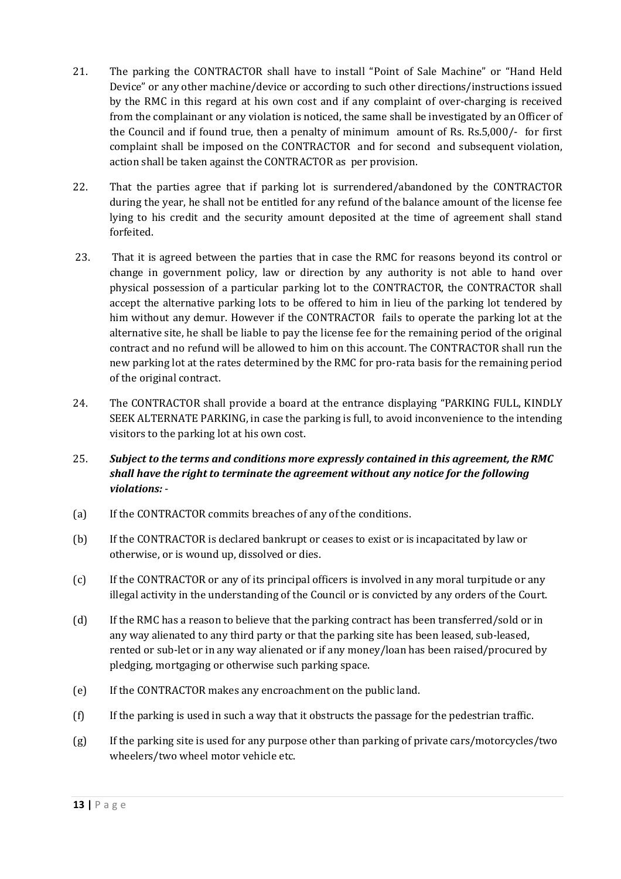21. The parking the CONTRACTOR shall have to install "Point of Sale Machine" or "Hand Held Device" or any other machine/device or according to such other directions/instructions issued by the RMC in this regard at his own cost and if any complaint of over-charging is received from the complainant or any violation is noticed, the same shall be investigated by an Officer of the Council and if found true, then a penalty of minimum amount of Rs. Rs.5,000/- for first complaint shall be imposed on the CONTRACTOR and for second and subsequent violation, action shall be taken against the CONTRACTOR as per provision.

22. That the parties agree that if parking lot is surrendered/abandoned by the CONTRACTOR during the year, he shall not be entitled for any refund of the balance amount of the license fee lying to his credit and the security amount deposited at the time of agreement shall stand forfeited.

23. That it is agreed between the parties that in case the RMC for reasons beyond its control or change in government policy, law or direction by any authority is not able to hand over physical possession of a particular parking lot to the CONTRACTOR, the CONTRACTOR shall accept the alternative parking lots to be offered to him in lieu of the parking lot tendered by him without any demur. However if the CONTRACTOR fails to operate the parking lot at the alternative site, he shall be liable to pay the license fee for the remaining period of the original contract and no refund will be allowed to him on this account. The CONTRACTOR shall run the new parking lot at the rates determined by the RMC for pro-rata basis for the remaining period of the original contract.

24. The CONTRACTOR shall provide a board at the entrance displaying "PARKING FULL, KINDLY SEEK ALTERNATE PARKING, in case the parking is full, to avoid inconvenience to the intending visitors to the parking lot at his own cost.

25. ***Subject to the terms and conditions more expressly contained in this agreement, the RMC shall have the right to terminate the agreement without any notice for the following violations:*** -

(a) If the CONTRACTOR commits breaches of any of the conditions.

(b) If the CONTRACTOR is declared bankrupt or ceases to exist or is incapacitated by law or otherwise, or is wound up, dissolved or dies.

(c) If the CONTRACTOR or any of its principal officers is involved in any moral turpitude or any illegal activity in the understanding of the Council or is convicted by any orders of the Court.

(d) If the RMC has a reason to believe that the parking contract has been transferred/sold or in any way alienated to any third party or that the parking site has been leased, sub-leased, rented or sub-let or in any way alienated or if any money/loan has been raised/procured by pledging, mortgaging or otherwise such parking space.

(e) If the CONTRACTOR makes any encroachment on the public land.

(f) If the parking is used in such a way that it obstructs the passage for the pedestrian traffic.

(g) If the parking site is used for any purpose other than parking of private cars/motorcycles/two wheelers/two wheel motor vehicle etc.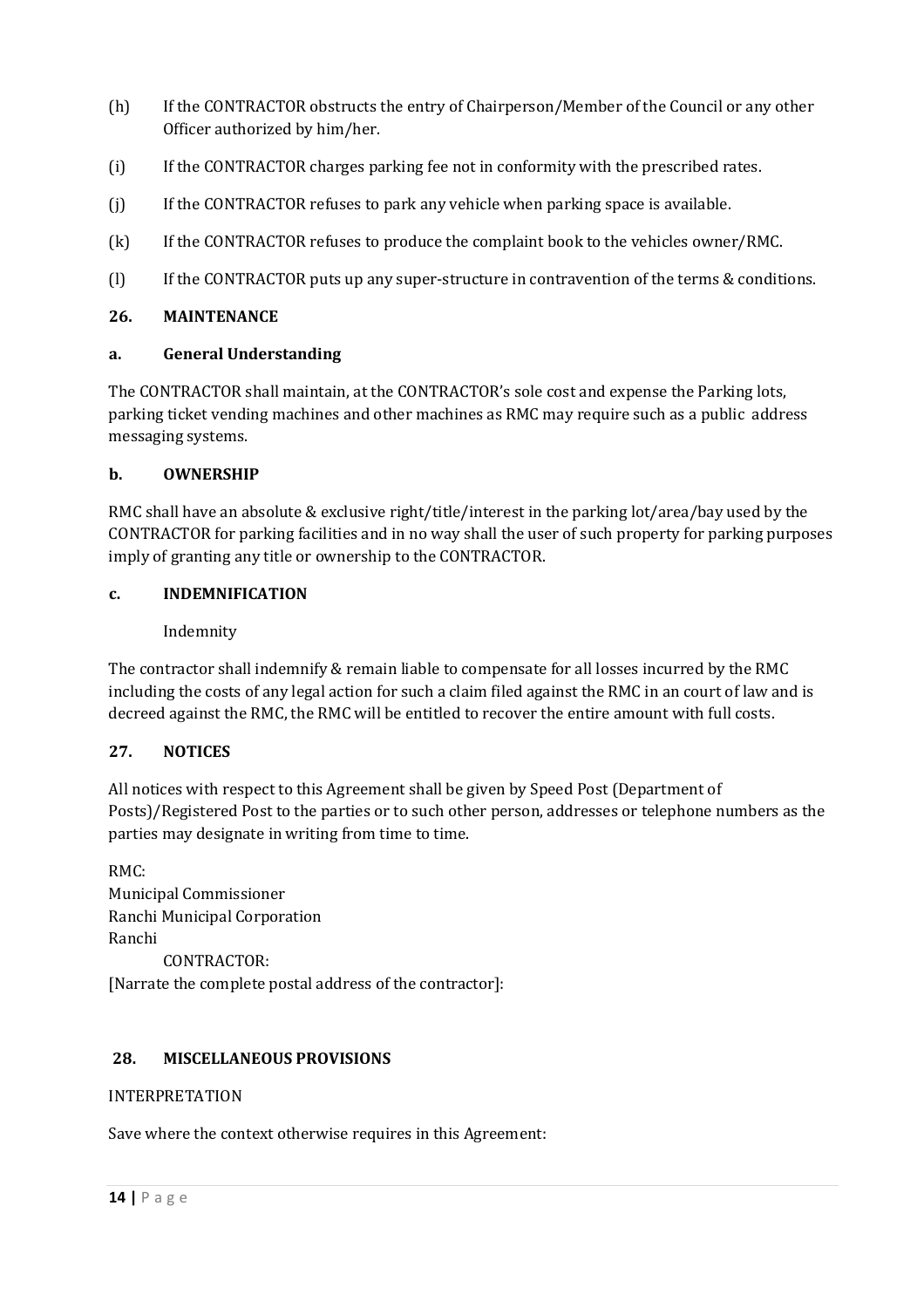(h) If the CONTRACTOR obstructs the entry of Chairperson/Member of the Council or any other Officer authorized by him/her.

(i) If the CONTRACTOR charges parking fee not in conformity with the prescribed rates.

(j) If the CONTRACTOR refuses to park any vehicle when parking space is available.

(k) If the CONTRACTOR refuses to produce the complaint book to the vehicles owner/RMC.

(l) If the CONTRACTOR puts up any super-structure in contravention of the terms & conditions.

## 26. MAINTENANCE

### a. General Understanding

The CONTRACTOR shall maintain, at the CONTRACTOR's sole cost and expense the Parking lots, parking ticket vending machines and other machines as RMC may require such as a public address messaging systems.

### b. OWNERSHIP

RMC shall have an absolute & exclusive right/title/interest in the parking lot/area/bay used by the CONTRACTOR for parking facilities and in no way shall the user of such property for parking purposes imply of granting any title or ownership to the CONTRACTOR.

### c. INDEMNIFICATION

Indemnity

The contractor shall indemnify & remain liable to compensate for all losses incurred by the RMC including the costs of any legal action for such a claim filed against the RMC in an court of law and is decreed against the RMC, the RMC will be entitled to recover the entire amount with full costs.

## 27. NOTICES

All notices with respect to this Agreement shall be given by Speed Post (Department of Posts)/Registered Post to the parties or to such other person, addresses or telephone numbers as the parties may designate in writing from time to time.

RMC:
Municipal Commissioner
Ranchi Municipal Corporation
Ranchi

CONTRACTOR:
[Narrate the complete postal address of the contractor]:

## 28. MISCELLANEOUS PROVISIONS

INTERPRETATION

Save where the context otherwise requires in this Agreement: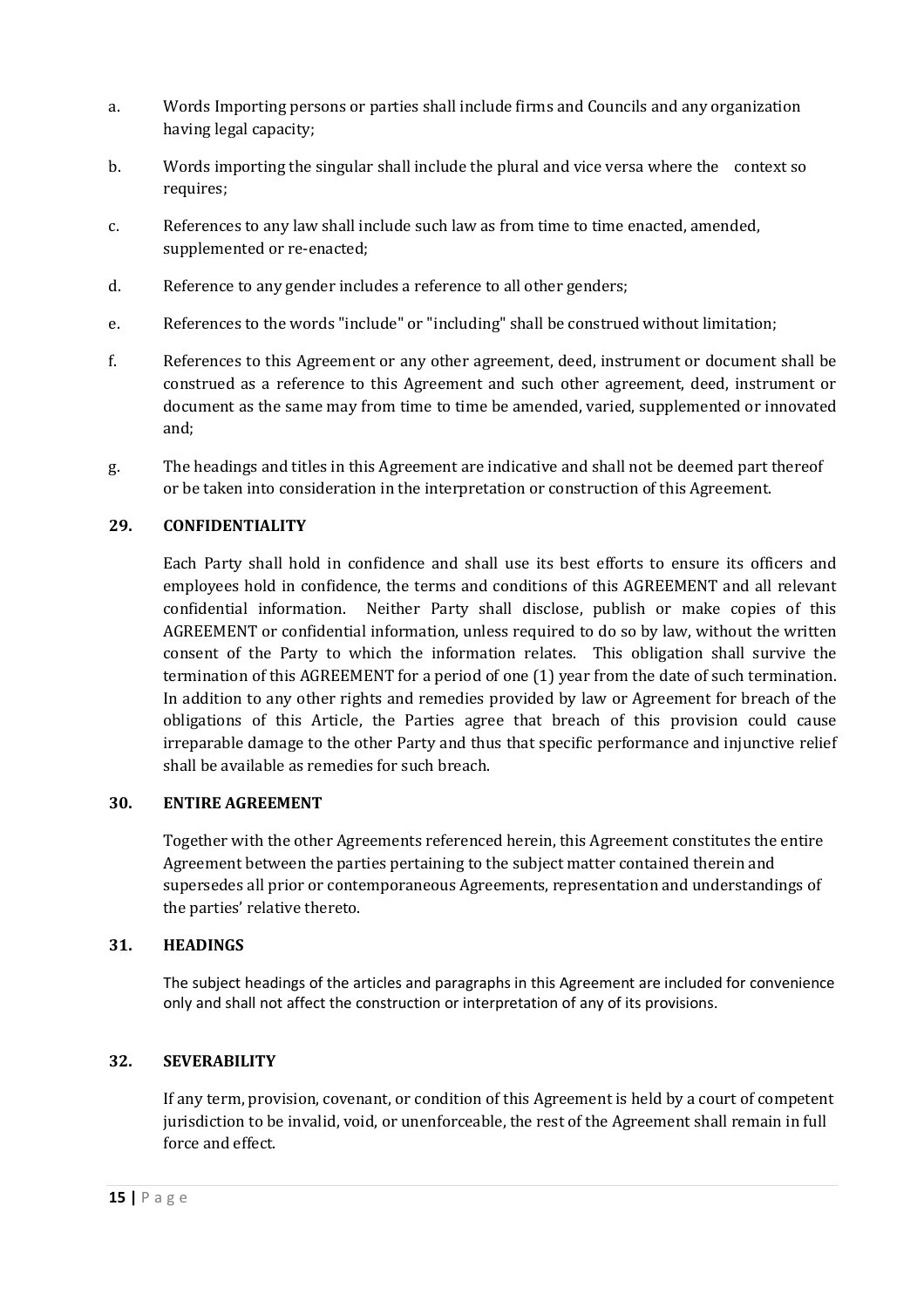a. Words Importing persons or parties shall include firms and Councils and any organization having legal capacity;

b. Words importing the singular shall include the plural and vice versa where the context so requires;

c. References to any law shall include such law as from time to time enacted, amended, supplemented or re-enacted;

d. Reference to any gender includes a reference to all other genders;

e. References to the words "include" or "including" shall be construed without limitation;

f. References to this Agreement or any other agreement, deed, instrument or document shall be construed as a reference to this Agreement and such other agreement, deed, instrument or document as the same may from time to time be amended, varied, supplemented or innovated and;

g. The headings and titles in this Agreement are indicative and shall not be deemed part thereof or be taken into consideration in the interpretation or construction of this Agreement.

## 29. CONFIDENTIALITY

Each Party shall hold in confidence and shall use its best efforts to ensure its officers and employees hold in confidence, the terms and conditions of this AGREEMENT and all relevant confidential information. Neither Party shall disclose, publish or make copies of this AGREEMENT or confidential information, unless required to do so by law, without the written consent of the Party to which the information relates. This obligation shall survive the termination of this AGREEMENT for a period of one (1) year from the date of such termination. In addition to any other rights and remedies provided by law or Agreement for breach of the obligations of this Article, the Parties agree that breach of this provision could cause irreparable damage to the other Party and thus that specific performance and injunctive relief shall be available as remedies for such breach.

## 30. ENTIRE AGREEMENT

Together with the other Agreements referenced herein, this Agreement constitutes the entire Agreement between the parties pertaining to the subject matter contained therein and supersedes all prior or contemporaneous Agreements, representation and understandings of the parties' relative thereto.

## 31. HEADINGS

The subject headings of the articles and paragraphs in this Agreement are included for convenience only and shall not affect the construction or interpretation of any of its provisions.

## 32. SEVERABILITY

If any term, provision, covenant, or condition of this Agreement is held by a court of competent jurisdiction to be invalid, void, or unenforceable, the rest of the Agreement shall remain in full force and effect.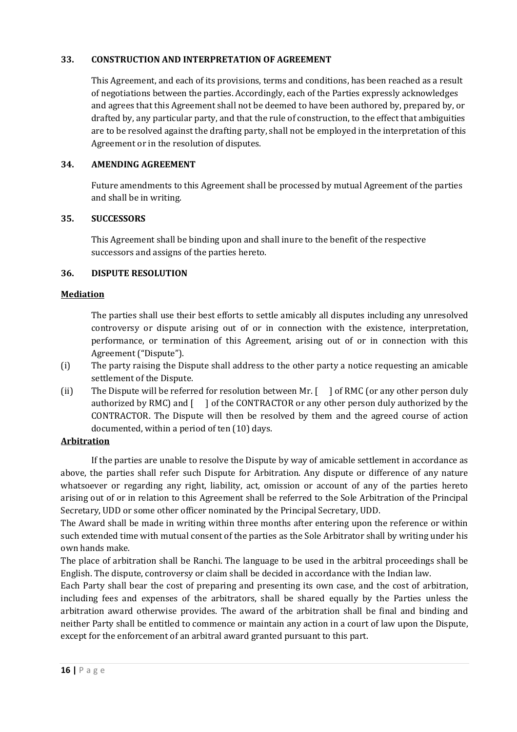## 33. CONSTRUCTION AND INTERPRETATION OF AGREEMENT

This Agreement, and each of its provisions, terms and conditions, has been reached as a result of negotiations between the parties. Accordingly, each of the Parties expressly acknowledges and agrees that this Agreement shall not be deemed to have been authored by, prepared by, or drafted by, any particular party, and that the rule of construction, to the effect that ambiguities are to be resolved against the drafting party, shall not be employed in the interpretation of this Agreement or in the resolution of disputes.

## 34. AMENDING AGREEMENT

Future amendments to this Agreement shall be processed by mutual Agreement of the parties and shall be in writing.

## 35. SUCCESSORS

This Agreement shall be binding upon and shall inure to the benefit of the respective successors and assigns of the parties hereto.

## 36. DISPUTE RESOLUTION

**Mediation**

The parties shall use their best efforts to settle amicably all disputes including any unresolved controversy or dispute arising out of or in connection with the existence, interpretation, performance, or termination of this Agreement, arising out of or in connection with this Agreement ("Dispute").

(i) The party raising the Dispute shall address to the other party a notice requesting an amicable settlement of the Dispute.

(ii) The Dispute will be referred for resolution between Mr. [    ] of RMC (or any other person duly authorized by RMC) and [    ] of the CONTRACTOR or any other person duly authorized by the CONTRACTOR. The Dispute will then be resolved by them and the agreed course of action documented, within a period of ten (10) days.

**Arbitration**

If the parties are unable to resolve the Dispute by way of amicable settlement in accordance as above, the parties shall refer such Dispute for Arbitration. Any dispute or difference of any nature whatsoever or regarding any right, liability, act, omission or account of any of the parties hereto arising out of or in relation to this Agreement shall be referred to the Sole Arbitration of the Principal Secretary, UDD or some other officer nominated by the Principal Secretary, UDD.

The Award shall be made in writing within three months after entering upon the reference or within such extended time with mutual consent of the parties as the Sole Arbitrator shall by writing under his own hands make.

The place of arbitration shall be Ranchi. The language to be used in the arbitral proceedings shall be English. The dispute, controversy or claim shall be decided in accordance with the Indian law.

Each Party shall bear the cost of preparing and presenting its own case, and the cost of arbitration, including fees and expenses of the arbitrators, shall be shared equally by the Parties unless the arbitration award otherwise provides. The award of the arbitration shall be final and binding and neither Party shall be entitled to commence or maintain any action in a court of law upon the Dispute, except for the enforcement of an arbitral award granted pursuant to this part.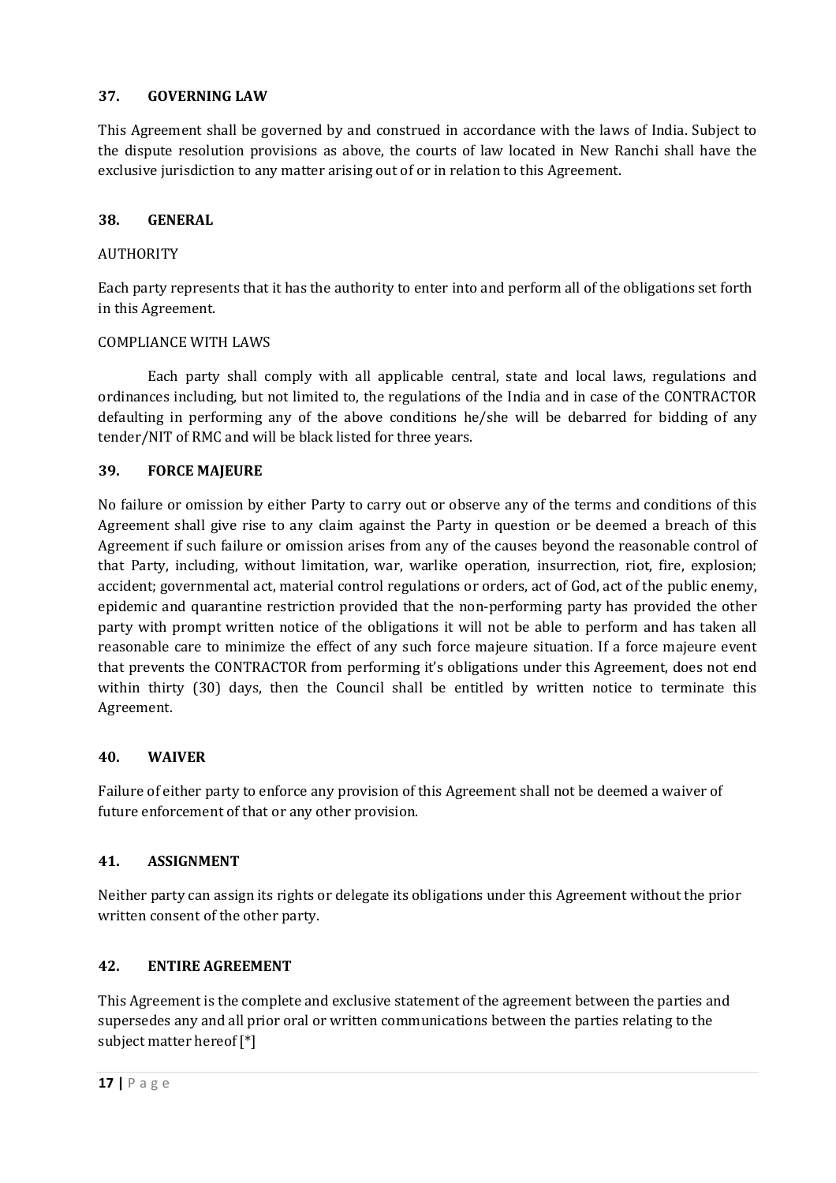## 37. GOVERNING LAW

This Agreement shall be governed by and construed in accordance with the laws of India. Subject to the dispute resolution provisions as above, the courts of law located in New Ranchi shall have the exclusive jurisdiction to any matter arising out of or in relation to this Agreement.

## 38. GENERAL

AUTHORITY

Each party represents that it has the authority to enter into and perform all of the obligations set forth in this Agreement.

COMPLIANCE WITH LAWS

Each party shall comply with all applicable central, state and local laws, regulations and ordinances including, but not limited to, the regulations of the India and in case of the CONTRACTOR defaulting in performing any of the above conditions he/she will be debarred for bidding of any tender/NIT of RMC and will be black listed for three years.

## 39. FORCE MAJEURE

No failure or omission by either Party to carry out or observe any of the terms and conditions of this Agreement shall give rise to any claim against the Party in question or be deemed a breach of this Agreement if such failure or omission arises from any of the causes beyond the reasonable control of that Party, including, without limitation, war, warlike operation, insurrection, riot, fire, explosion; accident; governmental act, material control regulations or orders, act of God, act of the public enemy, epidemic and quarantine restriction provided that the non-performing party has provided the other party with prompt written notice of the obligations it will not be able to perform and has taken all reasonable care to minimize the effect of any such force majeure situation. If a force majeure event that prevents the CONTRACTOR from performing it's obligations under this Agreement, does not end within thirty (30) days, then the Council shall be entitled by written notice to terminate this Agreement.

## 40. WAIVER

Failure of either party to enforce any provision of this Agreement shall not be deemed a waiver of future enforcement of that or any other provision.

## 41. ASSIGNMENT

Neither party can assign its rights or delegate its obligations under this Agreement without the prior written consent of the other party.

## 42. ENTIRE AGREEMENT

This Agreement is the complete and exclusive statement of the agreement between the parties and supersedes any and all prior oral or written communications between the parties relating to the subject matter hereof [*]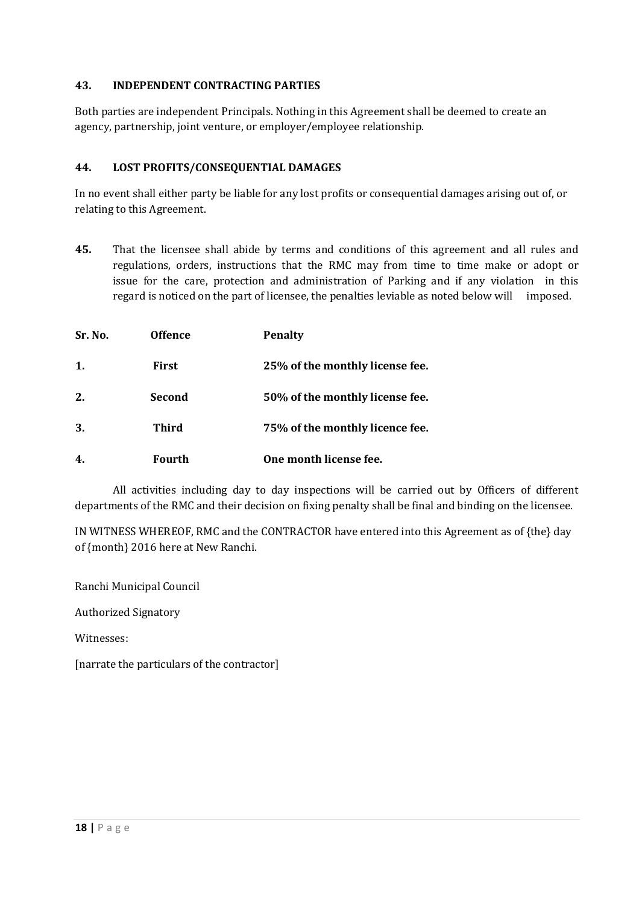## 43. INDEPENDENT CONTRACTING PARTIES

Both parties are independent Principals. Nothing in this Agreement shall be deemed to create an agency, partnership, joint venture, or employer/employee relationship.

## 44. LOST PROFITS/CONSEQUENTIAL DAMAGES

In no event shall either party be liable for any lost profits or consequential damages arising out of, or relating to this Agreement.

**45.** That the licensee shall abide by terms and conditions of this agreement and all rules and regulations, orders, instructions that the RMC may from time to time make or adopt or issue for the care, protection and administration of Parking and if any violation in this regard is noticed on the part of licensee, the penalties leviable as noted below will imposed.

| Sr. No. | Offence | Penalty |
|---|---|---|
| **1.** | **First** | **25% of the monthly license fee.** |
| **2.** | **Second** | **50% of the monthly license fee.** |
| **3.** | **Third** | **75% of the monthly licence fee.** |
| **4.** | **Fourth** | **One month license fee.** |

All activities including day to day inspections will be carried out by Officers of different departments of the RMC and their decision on fixing penalty shall be final and binding on the licensee.

IN WITNESS WHEREOF, RMC and the CONTRACTOR have entered into this Agreement as of {the} day of {month} 2016 here at New Ranchi.

Ranchi Municipal Council

Authorized Signatory

Witnesses:

[narrate the particulars of the contractor]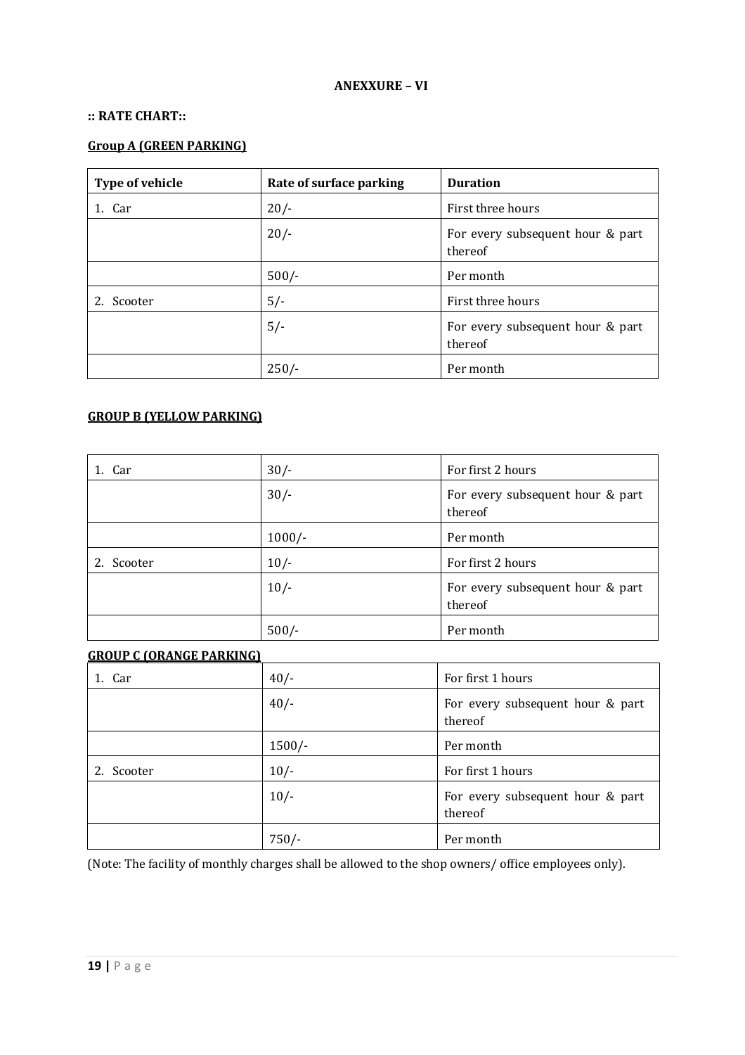**ANEXXURE – VI**

**:: RATE CHART::**

**Group A (GREEN PARKING)**

| Type of vehicle | Rate of surface parking | Duration |
|---|---|---|
| 1. Car | 20/- | First three hours |
| | 20/- | For every subsequent hour & part thereof |
| | 500/- | Per month |
| 2. Scooter | 5/- | First three hours |
| | 5/- | For every subsequent hour & part thereof |
| | 250/- | Per month |

**GROUP B (YELLOW PARKING)**

| | | |
|---|---|---|
| 1. Car | 30/- | For first 2 hours |
| | 30/- | For every subsequent hour & part thereof |
| | 1000/- | Per month |
| 2. Scooter | 10/- | For first 2 hours |
| | 10/- | For every subsequent hour & part thereof |
| | 500/- | Per month |

**GROUP C (ORANGE PARKING)**

| | | |
|---|---|---|
| 1. Car | 40/- | For first 1 hours |
| | 40/- | For every subsequent hour & part thereof |
| | 1500/- | Per month |
| 2. Scooter | 10/- | For first 1 hours |
| | 10/- | For every subsequent hour & part thereof |
| | 750/- | Per month |

(Note: The facility of monthly charges shall be allowed to the shop owners/ office employees only).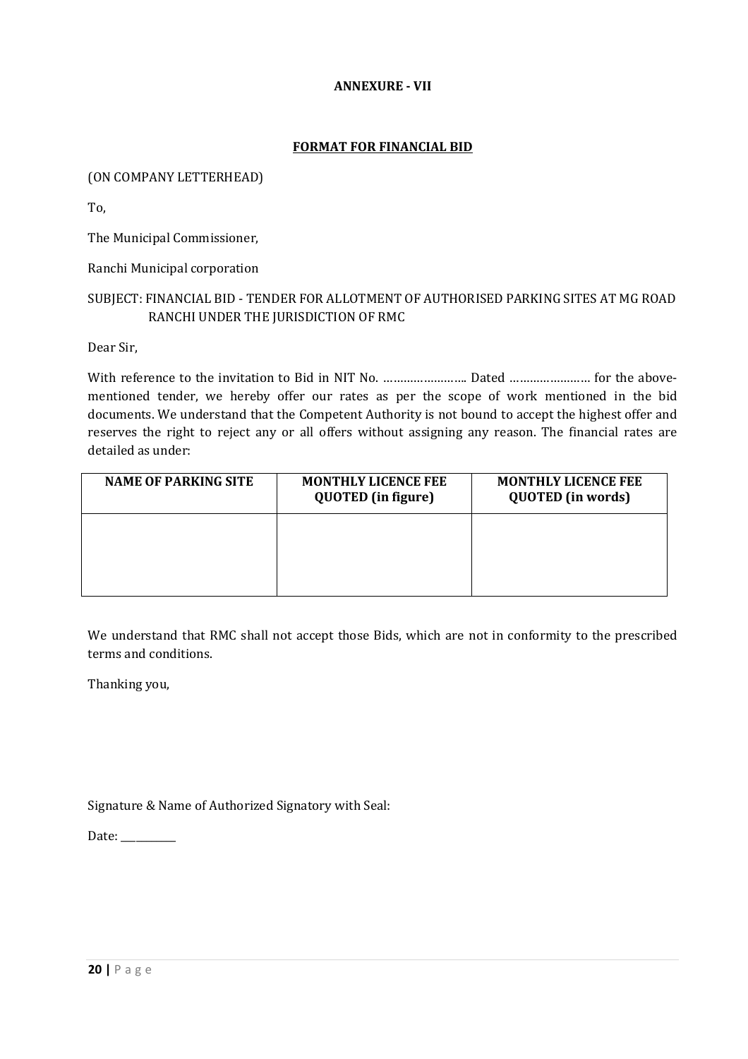**ANNEXURE - VII**

**FORMAT FOR FINANCIAL BID**

(ON COMPANY LETTERHEAD)

To,

The Municipal Commissioner,

Ranchi Municipal corporation

SUBJECT: FINANCIAL BID - TENDER FOR ALLOTMENT OF AUTHORISED PARKING SITES AT MG ROAD RANCHI UNDER THE JURISDICTION OF RMC

Dear Sir,

With reference to the invitation to Bid in NIT No. …………………... Dated …………………… for the above-mentioned tender, we hereby offer our rates as per the scope of work mentioned in the bid documents. We understand that the Competent Authority is not bound to accept the highest offer and reserves the right to reject any or all offers without assigning any reason. The financial rates are detailed as under:

| NAME OF PARKING SITE | MONTHLY LICENCE FEE QUOTED (in figure) | MONTHLY LICENCE FEE QUOTED (in words) |
|---|---|---|
| | | |

We understand that RMC shall not accept those Bids, which are not in conformity to the prescribed terms and conditions.

Thanking you,

Signature & Name of Authorized Signatory with Seal:

Date: __________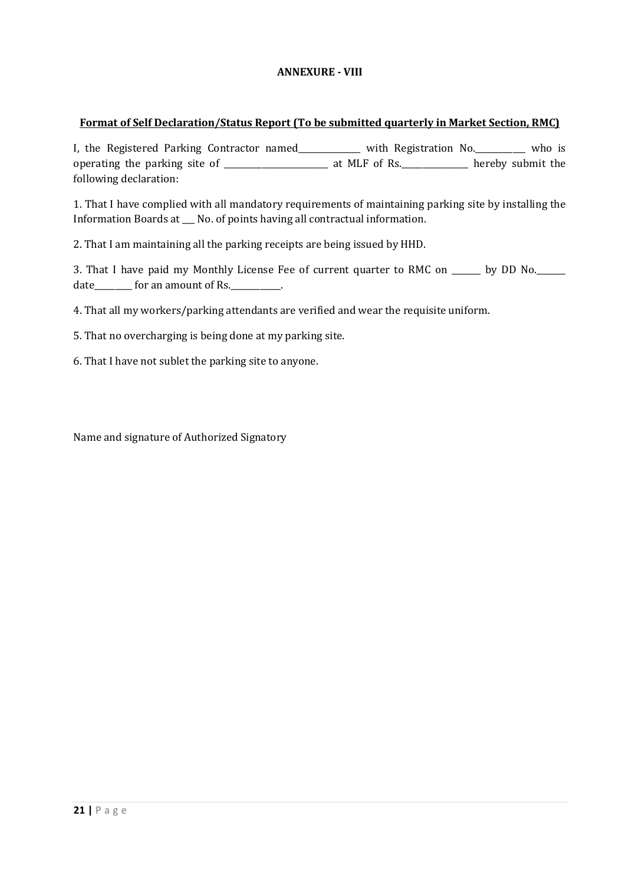**ANNEXURE - VIII**

**Format of Self Declaration/Status Report (To be submitted quarterly in Market Section, RMC)**

I, the Registered Parking Contractor named______________ with Registration No.___________ who is operating the parking site of _________________________ at MLF of Rs.______________ hereby submit the following declaration:

1. That I have complied with all mandatory requirements of maintaining parking site by installing the Information Boards at ___ No. of points having all contractual information.

2. That I am maintaining all the parking receipts are being issued by HHD.

3. That I have paid my Monthly License Fee of current quarter to RMC on _______ by DD No._______ date_________ for an amount of Rs.___________.

4. That all my workers/parking attendants are verified and wear the requisite uniform.

5. That no overcharging is being done at my parking site.

6. That I have not sublet the parking site to anyone.

Name and signature of Authorized Signatory